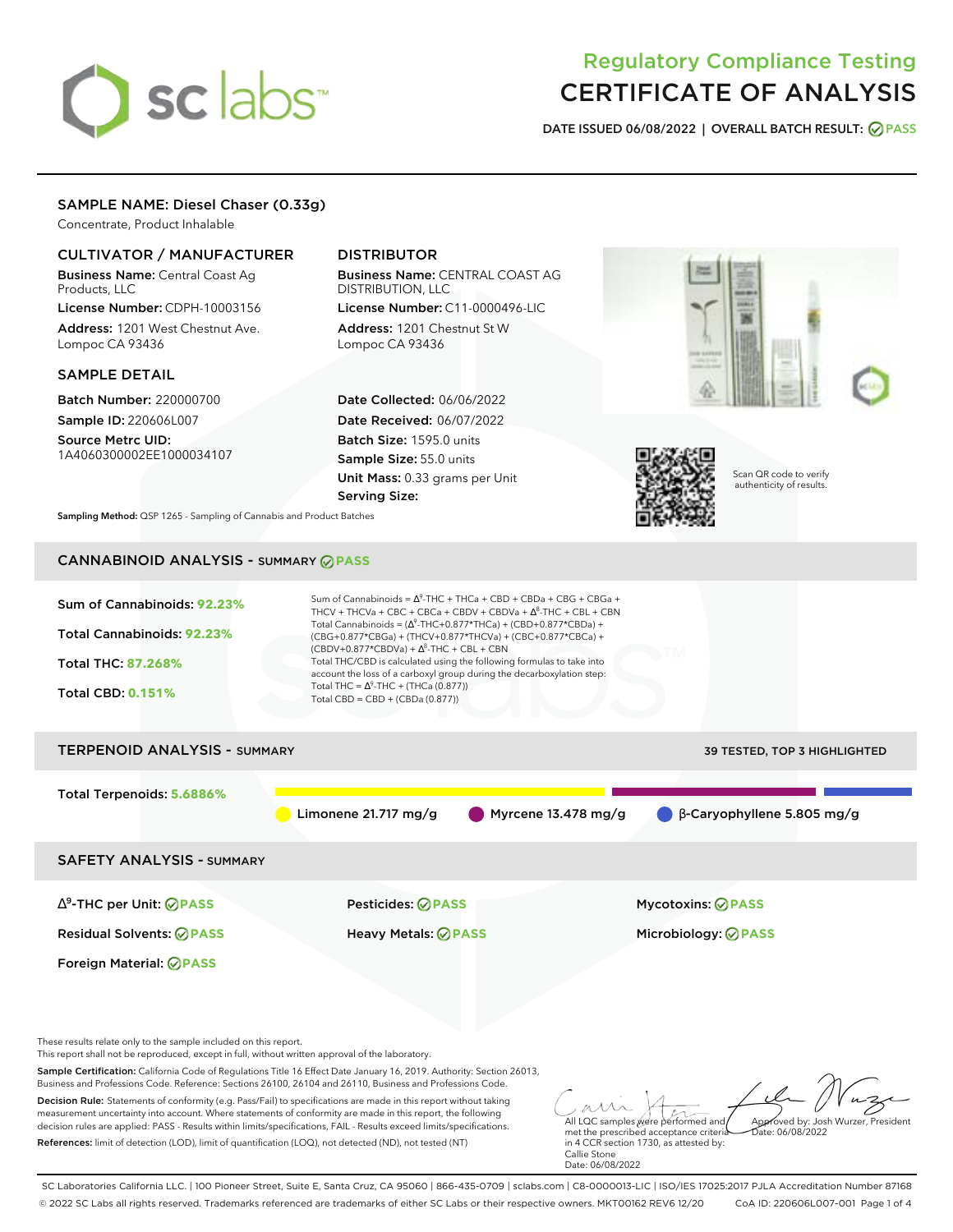# Regulatory Compliance Testing
# CERTIFICATE OF ANALYSIS

**DATE ISSUED 06/08/2022 | OVERALL BATCH RESULT: PASS**

## SAMPLE NAME: Diesel Chaser (0.33g)

Concentrate, Product Inhalable

### CULTIVATOR / MANUFACTURER

**Business Name:** Central Coast Ag Products, LLC
**License Number:** CDPH-10003156
**Address:** 1201 West Chestnut Ave. Lompoc CA 93436

### DISTRIBUTOR

**Business Name:** CENTRAL COAST AG DISTRIBUTION, LLC
**License Number:** C11-0000496-LIC
**Address:** 1201 Chestnut St W Lompoc CA 93436

### SAMPLE DETAIL

**Batch Number:** 220000700
**Sample ID:** 220606L007
**Source Metrc UID:** 1A4060300002EE1000034107

**Date Collected:** 06/06/2022
**Date Received:** 06/07/2022
**Batch Size:** 1595.0 units
**Sample Size:** 55.0 units
**Unit Mass:** 0.33 grams per Unit
**Serving Size:**

Scan QR code to verify authenticity of results.

**Sampling Method:** QSP 1265 - Sampling of Cannabis and Product Batches

## CANNABINOID ANALYSIS - SUMMARY PASS

**Sum of Cannabinoids:** 92.23%
**Total Cannabinoids:** 92.23%
**Total THC:** 87.268%
**Total CBD:** 0.151%

Sum of Cannabinoids = $\Delta^9$-THC + THCa + CBD + CBDa + CBG + CBGa + THCV + THCVa + CBC + CBCa + CBDV + CBDVa + $\Delta^8$-THC + CBL + CBN
Total Cannabinoids = ($\Delta^9$-THC+0.877*THCa) + (CBD+0.877*CBDa) + (CBG+0.877*CBGa) + (THCV+0.877*THCVa) + (CBC+0.877*CBCa) + (CBDV+0.877*CBDVa) + $\Delta^8$-THC + CBL + CBN
Total THC/CBD is calculated using the following formulas to take into account the loss of a carboxyl group during the decarboxylation step:
Total THC = $\Delta^9$-THC + (THCa (0.877))
Total CBD = CBD + (CBDa (0.877))

## TERPENOID ANALYSIS - SUMMARY

39 TESTED, TOP 3 HIGHLIGHTED

**Total Terpenoids:** 5.6886%

Limonene 21.717 mg/g | Myrcene 13.478 mg/g | β-Caryophyllene 5.805 mg/g

## SAFETY ANALYSIS - SUMMARY

| | | |
|---|---|---|
| $\Delta^9$-THC per Unit: PASS | Pesticides: PASS | Mycotoxins: PASS |
| Residual Solvents: PASS | Heavy Metals: PASS | Microbiology: PASS |
| Foreign Material: PASS | | |

These results relate only to the sample included on this report.
This report shall not be reproduced, except in full, without written approval of the laboratory.

**Sample Certification:** California Code of Regulations Title 16 Effect Date January 16, 2019. Authority: Section 26013, Business and Professions Code. Reference: Sections 26100, 26104 and 26110, Business and Professions Code.

**Decision Rule:** Statements of conformity (e.g. Pass/Fail) to specifications are made in this report without taking measurement uncertainty into account. Where statements of conformity are made in this report, the following decision rules are applied: PASS - Results within limits/specifications, FAIL - Results exceed limits/specifications.

**References:** limit of detection (LOD), limit of quantification (LOQ), not detected (ND), not tested (NT)

All LQC samples were performed and met the prescribed acceptance criteria in 4 CCR section 1730, as attested by: Callie Stone
Date: 06/08/2022

Approved by: Josh Wurzer, President
Date: 06/08/2022

SC Laboratories California LLC. | 100 Pioneer Street, Suite E, Santa Cruz, CA 95060 | 866-435-0709 | sclabs.com | C8-0000013-LIC | ISO/IES 17025:2017 PJLA Accreditation Number 87168
© 2022 SC Labs all rights reserved. Trademarks referenced are trademarks of either SC Labs or their respective owners. MKT00162 REV6 12/20 CoA ID: 220606L007-001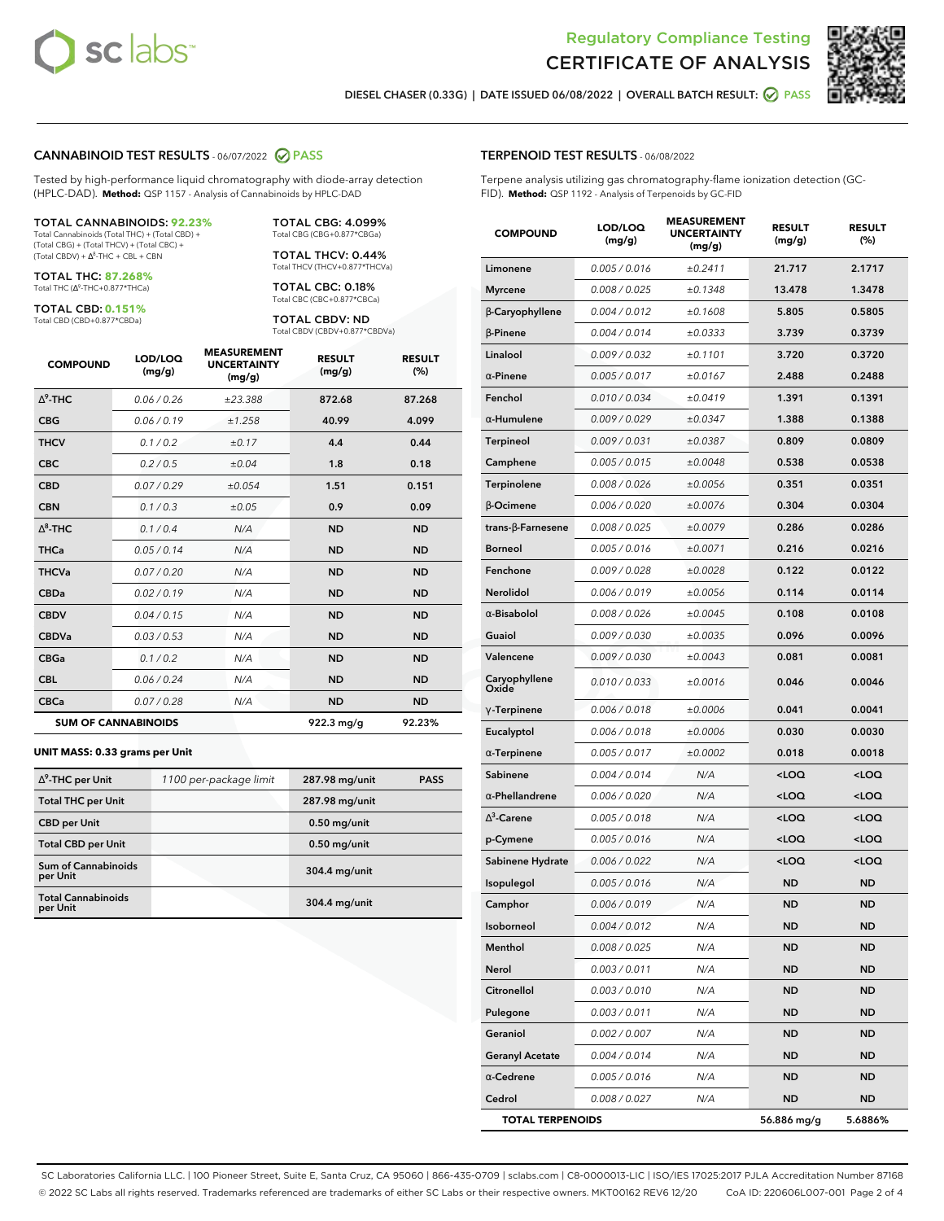Regulatory Compliance Testing
# CERTIFICATE OF ANALYSIS

DIESEL CHASER (0.33G) | DATE ISSUED 06/08/2022 | OVERALL BATCH RESULT: PASS

## CANNABINOID TEST RESULTS - 06/07/2022 PASS

Tested by high-performance liquid chromatography with diode-array detection (HPLC-DAD). **Method:** QSP 1157 - Analysis of Cannabinoids by HPLC-DAD

**TOTAL CANNABINOIDS: 92.23%**
Total Cannabinoids (Total THC) + (Total CBD) + (Total CBG) + (Total THCV) + (Total CBC) + (Total CBDV) + $\Delta^8$-THC + CBL + CBN

**TOTAL THC: 87.268%**
Total THC ($\Delta^9$-THC+0.877*THCa)

**TOTAL CBD: 0.151%**
Total CBD (CBD+0.877*CBDa)

**TOTAL CBG: 4.099%**
Total CBG (CBG+0.877*CBGa)

**TOTAL THCV: 0.44%**
Total THCV (THCV+0.877*THCVa)

**TOTAL CBC: 0.18%**
Total CBC (CBC+0.877*CBCa)

**TOTAL CBDV: ND**
Total CBDV (CBDV+0.877*CBDVa)

| COMPOUND | LOD/LOQ (mg/g) | MEASUREMENT UNCERTAINTY (mg/g) | RESULT (mg/g) | RESULT (%) |
|---|---|---|---|---|
| $\Delta^9$-THC | 0.06 / 0.26 | ±23.388 | 872.68 | 87.268 |
| CBG | 0.06 / 0.19 | ±1.258 | 40.99 | 4.099 |
| THCV | 0.1 / 0.2 | ±0.17 | 4.4 | 0.44 |
| CBC | 0.2 / 0.5 | ±0.04 | 1.8 | 0.18 |
| CBD | 0.07 / 0.29 | ±0.054 | 1.51 | 0.151 |
| CBN | 0.1 / 0.3 | ±0.05 | 0.9 | 0.09 |
| $\Delta^8$-THC | 0.1 / 0.4 | N/A | ND | ND |
| THCa | 0.05 / 0.14 | N/A | ND | ND |
| THCVa | 0.07 / 0.20 | N/A | ND | ND |
| CBDa | 0.02 / 0.19 | N/A | ND | ND |
| CBDV | 0.04 / 0.15 | N/A | ND | ND |
| CBDVa | 0.03 / 0.53 | N/A | ND | ND |
| CBGa | 0.1 / 0.2 | N/A | ND | ND |
| CBL | 0.06 / 0.24 | N/A | ND | ND |
| CBCa | 0.07 / 0.28 | N/A | ND | ND |
| **SUM OF CANNABINOIDS** | | | 922.3 mg/g | 92.23% |

### UNIT MASS: 0.33 grams per Unit

| | | | |
|---|---|---|---|
| $\Delta^9$-THC per Unit | 1100 per-package limit | 287.98 mg/unit | PASS |
| Total THC per Unit | | 287.98 mg/unit | |
| CBD per Unit | | 0.50 mg/unit | |
| Total CBD per Unit | | 0.50 mg/unit | |
| Sum of Cannabinoids per Unit | | 304.4 mg/unit | |
| Total Cannabinoids per Unit | | 304.4 mg/unit | |

## TERPENOID TEST RESULTS - 06/08/2022

Terpene analysis utilizing gas chromatography-flame ionization detection (GC-FID). **Method:** QSP 1192 - Analysis of Terpenoids by GC-FID

| COMPOUND | LOD/LOQ (mg/g) | MEASUREMENT UNCERTAINTY (mg/g) | RESULT (mg/g) | RESULT (%) |
|---|---|---|---|---|
| Limonene | 0.005 / 0.016 | ±0.2411 | 21.717 | 2.1717 |
| Myrcene | 0.008 / 0.025 | ±0.1348 | 13.478 | 1.3478 |
| β-Caryophyllene | 0.004 / 0.012 | ±0.1608 | 5.805 | 0.5805 |
| β-Pinene | 0.004 / 0.014 | ±0.0333 | 3.739 | 0.3739 |
| Linalool | 0.009 / 0.032 | ±0.1101 | 3.720 | 0.3720 |
| α-Pinene | 0.005 / 0.017 | ±0.0167 | 2.488 | 0.2488 |
| Fenchol | 0.010 / 0.034 | ±0.0419 | 1.391 | 0.1391 |
| α-Humulene | 0.009 / 0.029 | ±0.0347 | 1.388 | 0.1388 |
| Terpineol | 0.009 / 0.031 | ±0.0387 | 0.809 | 0.0809 |
| Camphene | 0.005 / 0.015 | ±0.0048 | 0.538 | 0.0538 |
| Terpinolene | 0.008 / 0.026 | ±0.0056 | 0.351 | 0.0351 |
| β-Ocimene | 0.006 / 0.020 | ±0.0076 | 0.304 | 0.0304 |
| trans-β-Farnesene | 0.008 / 0.025 | ±0.0079 | 0.286 | 0.0286 |
| Borneol | 0.005 / 0.016 | ±0.0071 | 0.216 | 0.0216 |
| Fenchone | 0.009 / 0.028 | ±0.0028 | 0.122 | 0.0122 |
| Nerolidol | 0.006 / 0.019 | ±0.0056 | 0.114 | 0.0114 |
| α-Bisabolol | 0.008 / 0.026 | ±0.0045 | 0.108 | 0.0108 |
| Guaiol | 0.009 / 0.030 | ±0.0035 | 0.096 | 0.0096 |
| Valencene | 0.009 / 0.030 | ±0.0043 | 0.081 | 0.0081 |
| Caryophyllene Oxide | 0.010 / 0.033 | ±0.0016 | 0.046 | 0.0046 |
| γ-Terpinene | 0.006 / 0.018 | ±0.0006 | 0.041 | 0.0041 |
| Eucalyptol | 0.006 / 0.018 | ±0.0006 | 0.030 | 0.0030 |
| α-Terpinene | 0.005 / 0.017 | ±0.0002 | 0.018 | 0.0018 |
| Sabinene | 0.004 / 0.014 | N/A | <LOQ | <LOQ |
| α-Phellandrene | 0.006 / 0.020 | N/A | <LOQ | <LOQ |
| $\Delta^3$-Carene | 0.005 / 0.018 | N/A | <LOQ | <LOQ |
| p-Cymene | 0.005 / 0.016 | N/A | <LOQ | <LOQ |
| Sabinene Hydrate | 0.006 / 0.022 | N/A | <LOQ | <LOQ |
| Isopulegol | 0.005 / 0.016 | N/A | ND | ND |
| Camphor | 0.006 / 0.019 | N/A | ND | ND |
| Isoborneol | 0.004 / 0.012 | N/A | ND | ND |
| Menthol | 0.008 / 0.025 | N/A | ND | ND |
| Nerol | 0.003 / 0.011 | N/A | ND | ND |
| Citronellol | 0.003 / 0.010 | N/A | ND | ND |
| Pulegone | 0.003 / 0.011 | N/A | ND | ND |
| Geraniol | 0.002 / 0.007 | N/A | ND | ND |
| Geranyl Acetate | 0.004 / 0.014 | N/A | ND | ND |
| α-Cedrene | 0.005 / 0.016 | N/A | ND | ND |
| Cedrol | 0.008 / 0.027 | N/A | ND | ND |
| **TOTAL TERPENOIDS** | | | 56.886 mg/g | 5.6886% |

SC Laboratories California LLC. | 100 Pioneer Street, Suite E, Santa Cruz, CA 95060 | 866-435-0709 | sclabs.com | C8-0000013-LIC | ISO/IES 17025:2017 PJLA Accreditation Number 87168
© 2022 SC Labs all rights reserved. Trademarks referenced are trademarks of either SC Labs or their respective owners. MKT00162 REV6 12/20 CoA ID: 220606L007-001